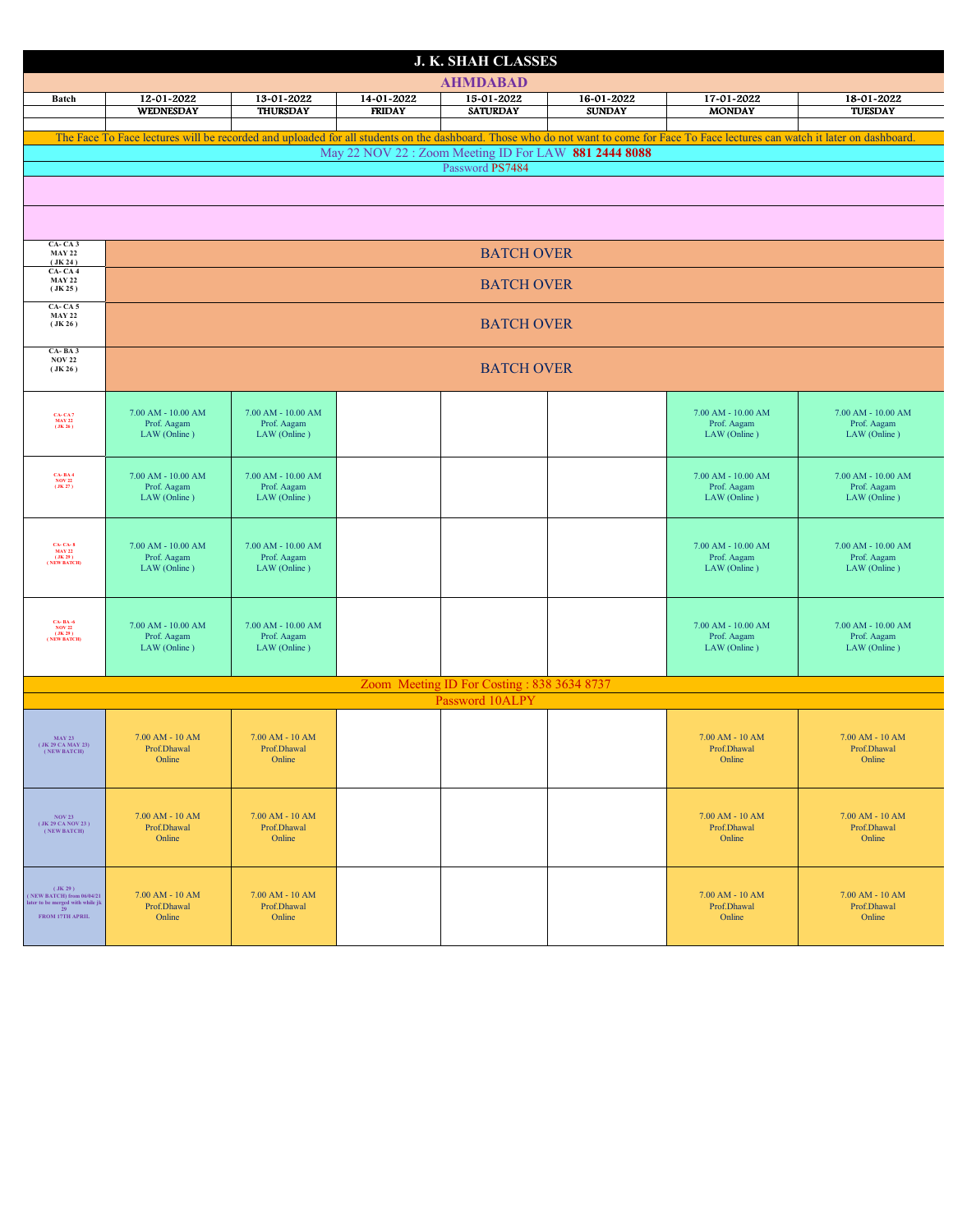# J. K. SHAH CLASSES

## AHMDABAD

| Batch | 12-01-2022 WEDNESDAY | 13-01-2022 THURSDAY | 14-01-2022 FRIDAY | 15-01-2022 SATURDAY | 16-01-2022 SUNDAY | 17-01-2022 MONDAY | 18-01-2022 TUESDAY |
|---|---|---|---|---|---|---|---|
| The Face To Face lectures will be recorded and uploaded for all students on the dashboard. Those who do not want to come for Face To Face lectures can watch it later on dashboard. | | | | | | | |
| May 22 NOV 22 : Zoom Meeting ID For LAW **881 2444 8088** Password PS7484 | | | | | | | |
| CA- CA 3 MAY 22 ( JK 24 ) | BATCH OVER | | | | | | |
| CA- CA 4 MAY 22 ( JK 25 ) | BATCH OVER | | | | | | |
| CA- CA 5 MAY 22 ( JK 26 ) | BATCH OVER | | | | | | |
| CA- BA 3 NOV 22 ( JK 26 ) | BATCH OVER | | | | | | |
| CA- CA 7 MAY 22 ( JK 26 ) | 7.00 AM - 10.00 AM Prof. Aagam LAW (Online ) | 7.00 AM - 10.00 AM Prof. Aagam LAW (Online ) | | | | 7.00 AM - 10.00 AM Prof. Aagam LAW (Online ) | 7.00 AM - 10.00 AM Prof. Aagam LAW (Online ) |
| CA- BA 4 NOV 22 ( JK 27 ) | 7.00 AM - 10.00 AM Prof. Aagam LAW (Online ) | 7.00 AM - 10.00 AM Prof. Aagam LAW (Online ) | | | | 7.00 AM - 10.00 AM Prof. Aagam LAW (Online ) | 7.00 AM - 10.00 AM Prof. Aagam LAW (Online ) |
| CA- CA- 8 MAY 22 ( JK 29 ) ( NEW BATCH) | 7.00 AM - 10.00 AM Prof. Aagam LAW (Online ) | 7.00 AM - 10.00 AM Prof. Aagam LAW (Online ) | | | | 7.00 AM - 10.00 AM Prof. Aagam LAW (Online ) | 7.00 AM - 10.00 AM Prof. Aagam LAW (Online ) |
| CA- BA -6 NOV 22 ( JK 29 ) ( NEW BATCH) | 7.00 AM - 10.00 AM Prof. Aagam LAW (Online ) | 7.00 AM - 10.00 AM Prof. Aagam LAW (Online ) | | | | 7.00 AM - 10.00 AM Prof. Aagam LAW (Online ) | 7.00 AM - 10.00 AM Prof. Aagam LAW (Online ) |
| Zoom Meeting ID For Costing : 838 3634 8737 Password 10ALPY | | | | | | | |
| MAY 23 ( JK 29 CA MAY 23) ( NEW BATCH) | 7.00 AM - 10 AM Prof.Dhawal Online | 7.00 AM - 10 AM Prof.Dhawal Online | | | | 7.00 AM - 10 AM Prof.Dhawal Online | 7.00 AM - 10 AM Prof.Dhawal Online |
| NOV 23 ( JK 29 CA NOV 23 ) ( NEW BATCH) | 7.00 AM - 10 AM Prof.Dhawal Online | 7.00 AM - 10 AM Prof.Dhawal Online | | | | 7.00 AM - 10 AM Prof.Dhawal Online | 7.00 AM - 10 AM Prof.Dhawal Online |
| ( JK 29 ) ( NEW BATCH) from 06/04/21 later to be merged with while jk 29 FROM 17TH APRIL | 7.00 AM - 10 AM Prof.Dhawal Online | 7.00 AM - 10 AM Prof.Dhawal Online | | | | 7.00 AM - 10 AM Prof.Dhawal Online | 7.00 AM - 10 AM Prof.Dhawal Online |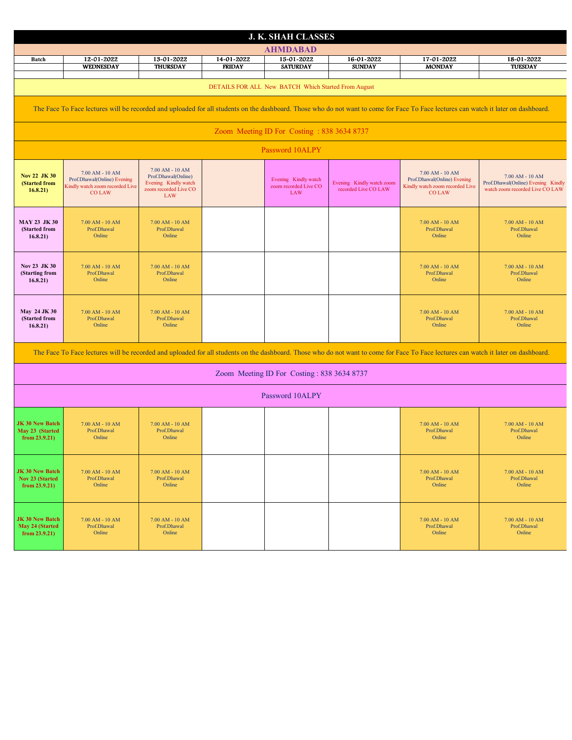# J. K. SHAH CLASSES

## AHMDABAD

| Batch | 12-01-2022 WEDNESDAY | 13-01-2022 THURSDAY | 14-01-2022 FRIDAY | 15-01-2022 SATURDAY | 16-01-2022 SUNDAY | 17-01-2022 MONDAY | 18-01-2022 TUESDAY |
|---|---|---|---|---|---|---|---|
| DETAILS FOR ALL New BATCH Which Started From August | | | | | | | |
| The Face To Face lectures will be recorded and uploaded for all students on the dashboard. Those who do not want to come for Face To Face lectures can watch it later on dashboard. | | | | | | | |
| Zoom Meeting ID For Costing : 838 3634 8737 | | | | | | | |
| Password 10ALPY | | | | | | | |
| Nov 22 JK 30 (Started from 16.8.21) | 7.00 AM - 10 AM Prof.Dhawal(Online) Evening Kindly watch zoom recorded Live CO LAW | 7.00 AM - 10 AM Prof.Dhawal(Online) Evening Kindly watch zoom recorded Live CO LAW | | Evening Kindly watch zoom recorded Live CO LAW | Evening Kindly watch zoom recorded Live CO LAW | 7.00 AM - 10 AM Prof.Dhawal(Online) Evening Kindly watch zoom recorded Live CO LAW | 7.00 AM - 10 AM Prof.Dhawal(Online) Evening Kindly watch zoom recorded Live CO LAW |
| MAY 23 JK 30 (Started from 16.8.21) | 7.00 AM - 10 AM Prof.Dhawal Online | 7.00 AM - 10 AM Prof.Dhawal Online | | | | 7.00 AM - 10 AM Prof.Dhawal Online | 7.00 AM - 10 AM Prof.Dhawal Online |
| Nov 23 JK 30 (Starting from 16.8.21) | 7.00 AM - 10 AM Prof.Dhawal Online | 7.00 AM - 10 AM Prof.Dhawal Online | | | | 7.00 AM - 10 AM Prof.Dhawal Online | 7.00 AM - 10 AM Prof.Dhawal Online |
| May 24 JK 30 (Started from 16.8.21) | 7.00 AM - 10 AM Prof.Dhawal Online | 7.00 AM - 10 AM Prof.Dhawal Online | | | | 7.00 AM - 10 AM Prof.Dhawal Online | 7.00 AM - 10 AM Prof.Dhawal Online |
| The Face To Face lectures will be recorded and uploaded for all students on the dashboard. Those who do not want to come for Face To Face lectures can watch it later on dashboard. | | | | | | | |
| Zoom Meeting ID For Costing : 838 3634 8737 | | | | | | | |
| Password 10ALPY | | | | | | | |
| JK 30 New Batch May 23 (Started from 23.9.21) | 7.00 AM - 10 AM Prof.Dhawal Online | 7.00 AM - 10 AM Prof.Dhawal Online | | | | 7.00 AM - 10 AM Prof.Dhawal Online | 7.00 AM - 10 AM Prof.Dhawal Online |
| JK 30 New Batch Nov 23 (Started from 23.9.21) | 7.00 AM - 10 AM Prof.Dhawal Online | 7.00 AM - 10 AM Prof.Dhawal Online | | | | 7.00 AM - 10 AM Prof.Dhawal Online | 7.00 AM - 10 AM Prof.Dhawal Online |
| JK 30 New Batch May 24 (Started from 23.9.21) | 7.00 AM - 10 AM Prof.Dhawal Online | 7.00 AM - 10 AM Prof.Dhawal Online | | | | 7.00 AM - 10 AM Prof.Dhawal Online | 7.00 AM - 10 AM Prof.Dhawal Online |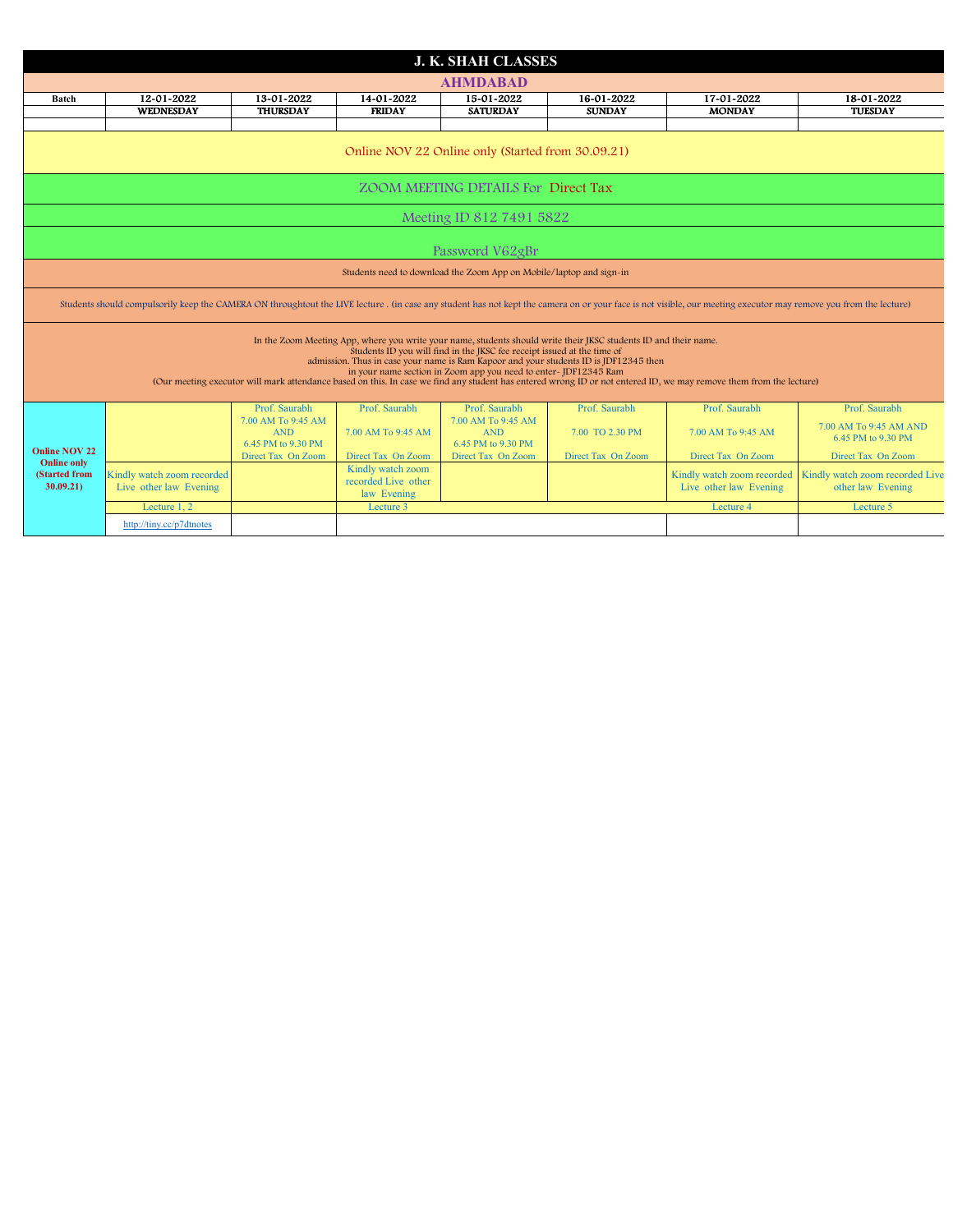| J. K. SHAH CLASSES | | | | | | | |
|---|---|---|---|---|---|---|---|
| AHMDABAD | | | | | | | |
| Batch | 12-01-2022 | 13-01-2022 | 14-01-2022 | 15-01-2022 | 16-01-2022 | 17-01-2022 | 18-01-2022 |
| | WEDNESDAY | THURSDAY | FRIDAY | SATURDAY | SUNDAY | MONDAY | TUESDAY |
| | | | | | | | |
| Online NOV 22 Online only (Started from 30.09.21) | | | | | | | |
| ZOOM MEETING DETAILS For Direct Tax | | | | | | | |
| Meeting ID 812 7491 5822 | | | | | | | |
| Password V62gBr | | | | | | | |
| Students need to download the Zoom App on Mobile/laptop and sign-in | | | | | | | |
| Students should compulsorily keep the CAMERA ON throughtout the LIVE lecture . (in case any student has not kept the camera on or your face is not visible, our meeting executor may remove you from the lecture) | | | | | | | |
| In the Zoom Meeting App, where you write your name, students should write their JKSC students ID and their name. Students ID you will find in the JKSC fee receipt issued at the time of admission. Thus in case your name is Ram Kapoor and your students ID is JDF12345 then in your name section in Zoom app you need to enter- JDF12345 Ram (Our meeting executor will mark attendance based on this. In case we find any student has entered wrong ID or not entered ID, we may remove them from the lecture) | | | | | | | |
| **Online NOV 22 Online only (Started from 30.09.21)** | | Prof. Saurabh 7.00 AM To 9:45 AM AND 6.45 PM to 9.30 PM Direct Tax On Zoom | Prof. Saurabh 7.00 AM To 9:45 AM Direct Tax On Zoom | Prof. Saurabh 7.00 AM To 9:45 AM AND 6.45 PM to 9.30 PM Direct Tax On Zoom | Prof. Saurabh 7.00 TO 2.30 PM Direct Tax On Zoom | Prof. Saurabh 7.00 AM To 9:45 AM Direct Tax On Zoom | Prof. Saurabh 7.00 AM To 9:45 AM AND 6.45 PM to 9.30 PM Direct Tax On Zoom |
| | Kindly watch zoom recorded Live other law Evening | | Kindly watch zoom recorded Live other law Evening | | | Kindly watch zoom recorded Live other law Evening | Kindly watch zoom recorded Live other law Evening |
| | Lecture 1, 2 | | Lecture 3 | | | Lecture 4 | Lecture 5 |
| | http://tiny.cc/p7dtnotes | | | | | | |